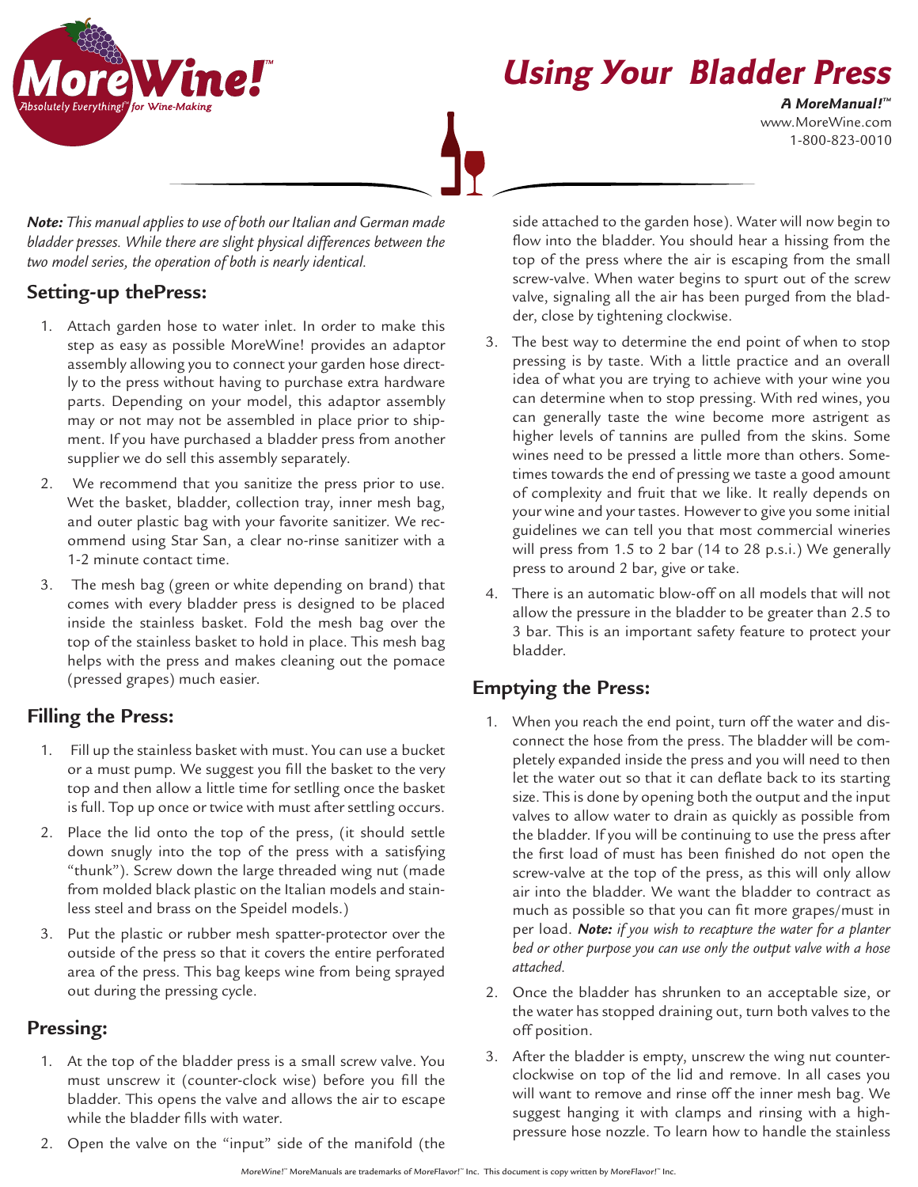# Using Your Bladder Press

**A MoreManual!™**
www.MoreWine.com
1-800-823-0010

***Note:*** *This manual applies to use of both our Italian and German made bladder presses. While there are slight physical differences between the two model series, the operation of both is nearly identical.*

## Setting-up thePress:

1. Attach garden hose to water inlet. In order to make this step as easy as possible MoreWine! provides an adaptor assembly allowing you to connect your garden hose directly to the press without having to purchase extra hardware parts. Depending on your model, this adaptor assembly may or not may not be assembled in place prior to shipment. If you have purchased a bladder press from another supplier we do sell this assembly separately.
2. We recommend that you sanitize the press prior to use. Wet the basket, bladder, collection tray, inner mesh bag, and outer plastic bag with your favorite sanitizer. We recommend using Star San, a clear no-rinse sanitizer with a 1-2 minute contact time.
3. The mesh bag (green or white depending on brand) that comes with every bladder press is designed to be placed inside the stainless basket. Fold the mesh bag over the top of the stainless basket to hold in place. This mesh bag helps with the press and makes cleaning out the pomace (pressed grapes) much easier.

## Filling the Press:

1. Fill up the stainless basket with must. You can use a bucket or a must pump. We suggest you fill the basket to the very top and then allow a little time for setlling once the basket is full. Top up once or twice with must after settling occurs.
2. Place the lid onto the top of the press, (it should settle down snugly into the top of the press with a satisfying “thunk”). Screw down the large threaded wing nut (made from molded black plastic on the Italian models and stainless steel and brass on the Speidel models.)
3. Put the plastic or rubber mesh spatter-protector over the outside of the press so that it covers the entire perforated area of the press. This bag keeps wine from being sprayed out during the pressing cycle.

## Pressing:

1. At the top of the bladder press is a small screw valve. You must unscrew it (counter-clock wise) before you fill the bladder. This opens the valve and allows the air to escape while the bladder fills with water.
2. Open the valve on the “input” side of the manifold (the side attached to the garden hose). Water will now begin to flow into the bladder. You should hear a hissing from the top of the press where the air is escaping from the small screw-valve. When water begins to spurt out of the screw valve, signaling all the air has been purged from the bladder, close by tightening clockwise.
3. The best way to determine the end point of when to stop pressing is by taste. With a little practice and an overall idea of what you are trying to achieve with your wine you can determine when to stop pressing. With red wines, you can generally taste the wine become more astrigent as higher levels of tannins are pulled from the skins. Some wines need to be pressed a little more than others. Sometimes towards the end of pressing we taste a good amount of complexity and fruit that we like. It really depends on your wine and your tastes. However to give you some initial guidelines we can tell you that most commercial wineries will press from 1.5 to 2 bar (14 to 28 p.s.i.) We generally press to around 2 bar, give or take.
4. There is an automatic blow-off on all models that will not allow the pressure in the bladder to be greater than 2.5 to 3 bar. This is an important safety feature to protect your bladder.

## Emptying the Press:

1. When you reach the end point, turn off the water and disconnect the hose from the press. The bladder will be completely expanded inside the press and you will need to then let the water out so that it can deflate back to its starting size. This is done by opening both the output and the input valves to allow water to drain as quickly as possible from the bladder. If you will be continuing to use the press after the first load of must has been finished do not open the screw-valve at the top of the press, as this will only allow air into the bladder. We want the bladder to contract as much as possible so that you can fit more grapes/must in per load. ***Note:*** *if you wish to recapture the water for a planter bed or other purpose you can use only the output valve with a hose attached.*
2. Once the bladder has shrunken to an acceptable size, or the water has stopped draining out, turn both valves to the off position.
3. After the bladder is empty, unscrew the wing nut counter-clockwise on top of the lid and remove. In all cases you will want to remove and rinse off the inner mesh bag. We suggest hanging it with clamps and rinsing with a high-pressure hose nozzle. To learn how to handle the stainless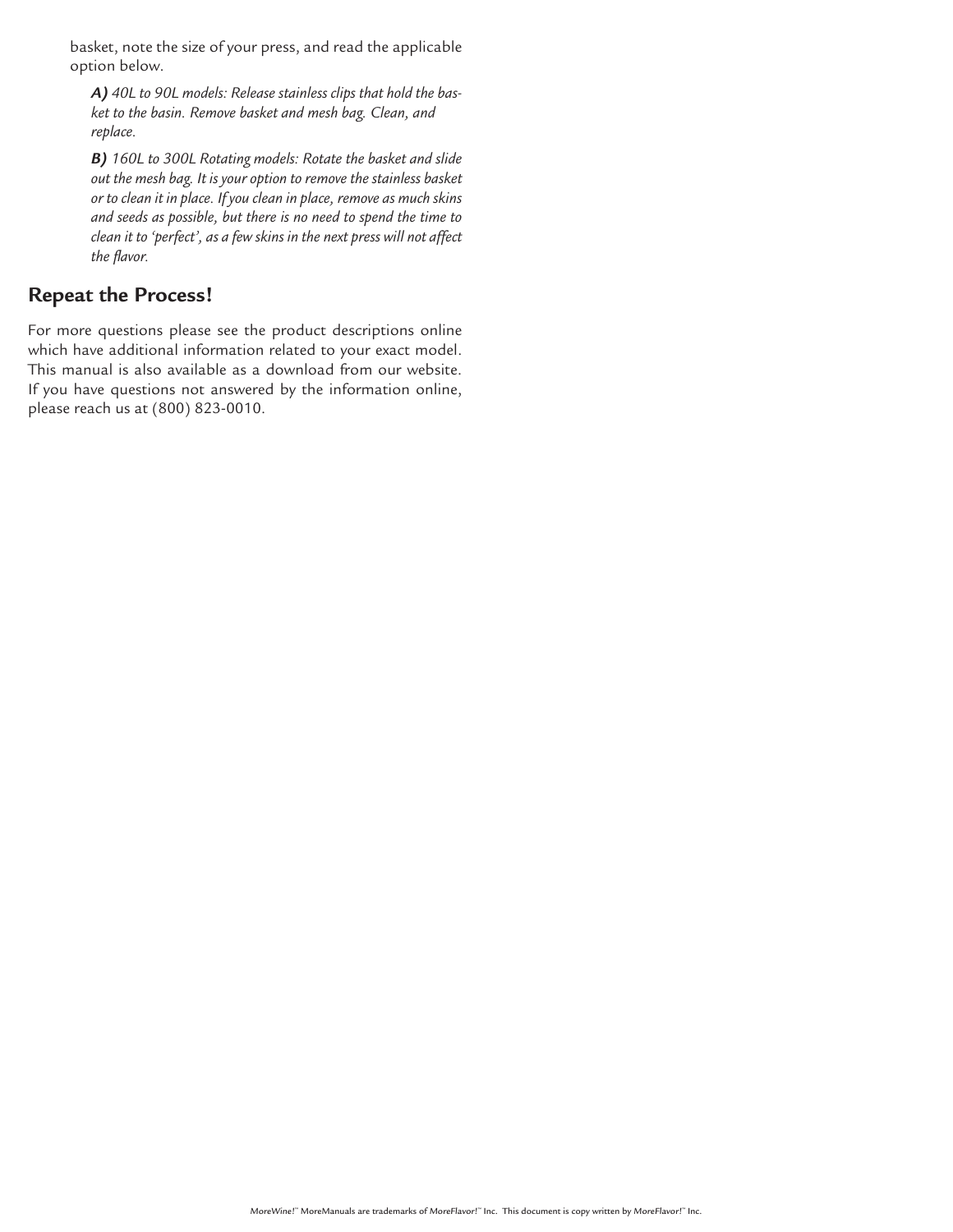basket, note the size of your press, and read the applicable option below.

> ***A)*** *40L to 90L models: Release stainless clips that hold the basket to the basin. Remove basket and mesh bag. Clean, and replace.*
>
> ***B)*** *160L to 300L Rotating models: Rotate the basket and slide out the mesh bag. It is your option to remove the stainless basket or to clean it in place. If you clean in place, remove as much skins and seeds as possible, but there is no need to spend the time to clean it to 'perfect', as a few skins in the next press will not affect the flavor.*

## Repeat the Process!

For more questions please see the product descriptions online which have additional information related to your exact model. This manual is also available as a download from our website. If you have questions not answered by the information online, please reach us at (800) 823-0010.

MoreWine!™ MoreManuals are trademarks of MoreFlavor!™ Inc. This document is copy written by MoreFlavor!™ Inc.